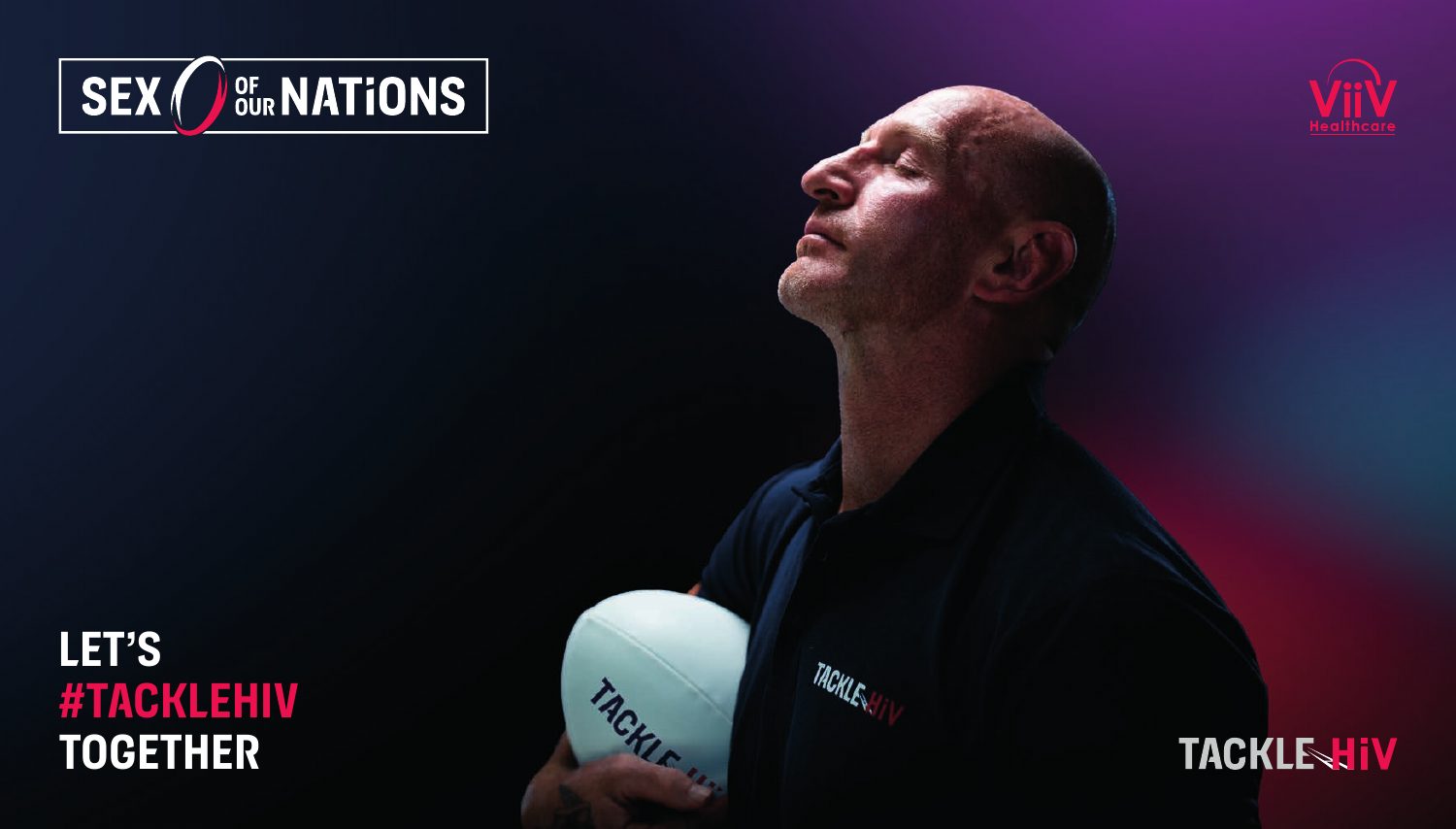# SEX OF OUR NATiONS

ViiV Healthcare

LET'S
#TACKLEHIV
TOGETHER

TACKLE HiV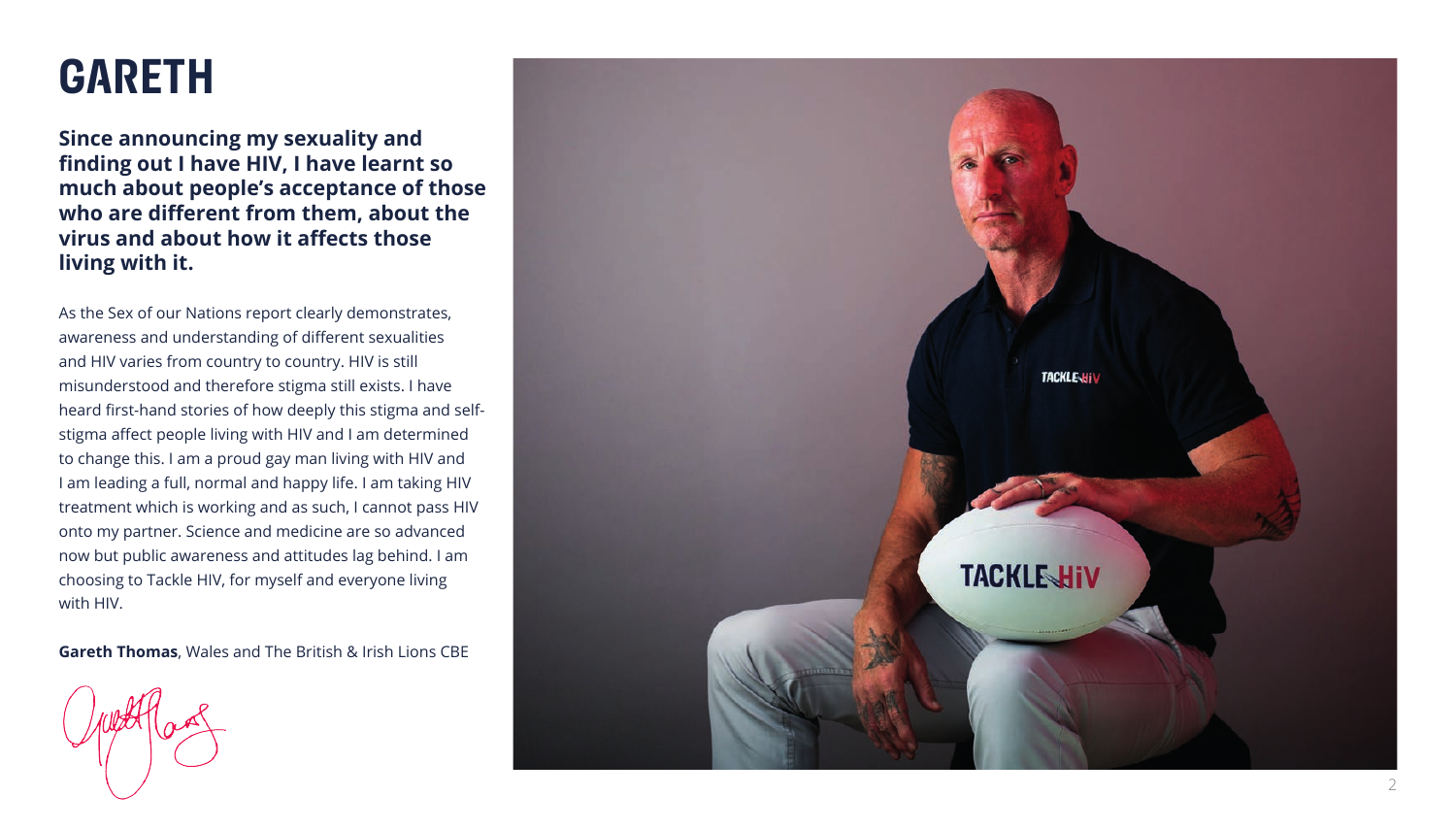# GARETH

**Since announcing my sexuality and finding out I have HIV, I have learnt so much about people's acceptance of those who are different from them, about the virus and about how it affects those living with it.**

As the Sex of our Nations report clearly demonstrates, awareness and understanding of different sexualities and HIV varies from country to country. HIV is still misunderstood and therefore stigma still exists. I have heard first-hand stories of how deeply this stigma and self-stigma affect people living with HIV and I am determined to change this. I am a proud gay man living with HIV and I am leading a full, normal and happy life. I am taking HIV treatment which is working and as such, I cannot pass HIV onto my partner. Science and medicine are so advanced now but public awareness and attitudes lag behind. I am choosing to Tackle HIV, for myself and everyone living with HIV.

**Gareth Thomas**, Wales and The British & Irish Lions CBE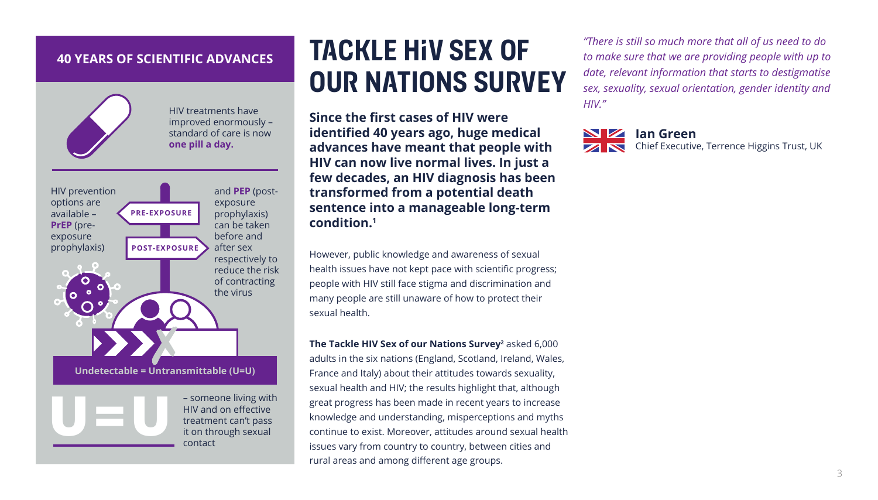## 40 YEARS OF SCIENTIFIC ADVANCES

HIV treatments have improved enormously – standard of care is now **one pill a day.**

HIV prevention options are available – **PrEP** (pre-exposure prophylaxis) and **PEP** (post-exposure prophylaxis) can be taken before and after sex respectively to reduce the risk of contracting the virus

PRE-EXPOSURE

POST-EXPOSURE

**Undetectable = Untransmittable (U=U)**

U=U – someone living with HIV and on effective treatment can't pass it on through sexual contact

# TACKLE HIV SEX OF OUR NATIONS SURVEY

**Since the first cases of HIV were identified 40 years ago, huge medical advances have meant that people with HIV can now live normal lives. In just a few decades, an HIV diagnosis has been transformed from a potential death sentence into a manageable long-term condition.[1]**

However, public knowledge and awareness of sexual health issues have not kept pace with scientific progress; people with HIV still face stigma and discrimination and many people are still unaware of how to protect their sexual health.

**The Tackle HIV Sex of our Nations Survey[2]** asked 6,000 adults in the six nations (England, Scotland, Ireland, Wales, France and Italy) about their attitudes towards sexuality, sexual health and HIV; the results highlight that, although great progress has been made in recent years to increase knowledge and understanding, misperceptions and myths continue to exist. Moreover, attitudes around sexual health issues vary from country to country, between cities and rural areas and among different age groups.

*"There is still so much more that all of us need to do to make sure that we are providing people with up to date, relevant information that starts to destigmatise sex, sexuality, sexual orientation, gender identity and HIV."*

**Ian Green**
Chief Executive, Terrence Higgins Trust, UK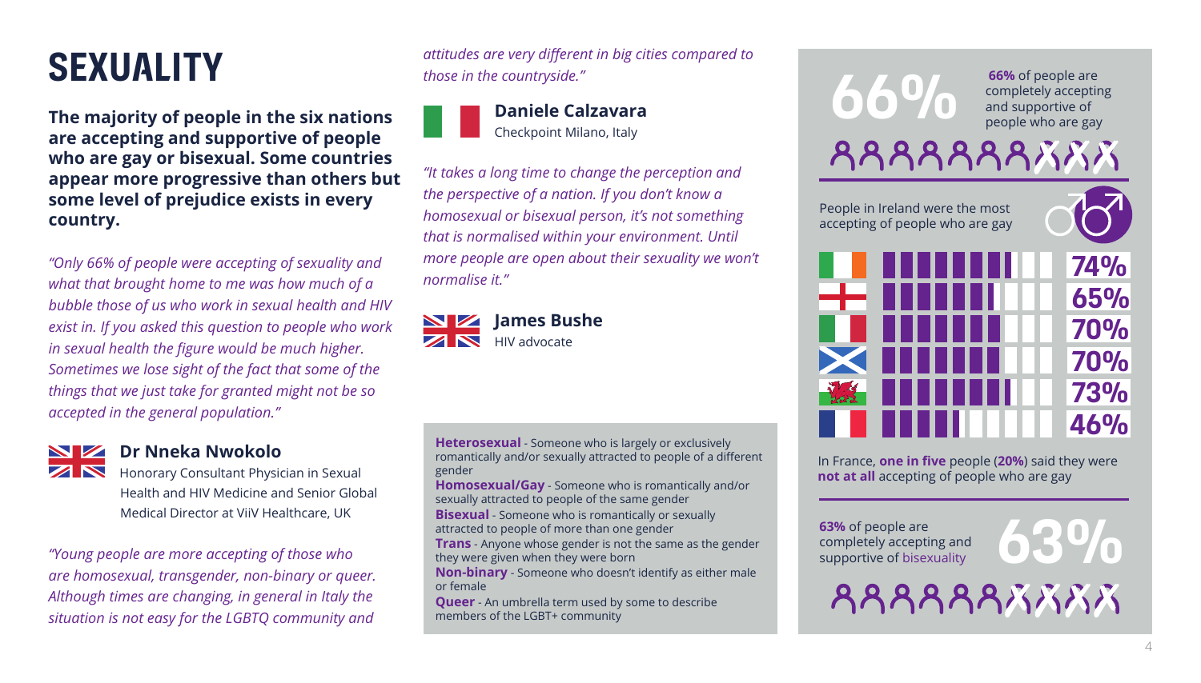# SEXUALITY

**The majority of people in the six nations are accepting and supportive of people who are gay or bisexual. Some countries appear more progressive than others but some level of prejudice exists in every country.**

*"Only 66% of people were accepting of sexuality and what that brought home to me was how much of a bubble those of us who work in sexual health and HIV exist in. If you asked this question to people who work in sexual health the figure would be much higher. Sometimes we lose sight of the fact that some of the things that we just take for granted might not be so accepted in the general population."*

**Dr Nneka Nwokolo**
Honorary Consultant Physician in Sexual Health and HIV Medicine and Senior Global Medical Director at ViiV Healthcare, UK

*"Young people are more accepting of those who are homosexual, transgender, non-binary or queer. Although times are changing, in general in Italy the situation is not easy for the LGBTQ community and attitudes are very different in big cities compared to those in the countryside."*

**Daniele Calzavara**
Checkpoint Milano, Italy

*"It takes a long time to change the perception and the perspective of a nation. If you don't know a homosexual or bisexual person, it's not something that is normalised within your environment. Until more people are open about their sexuality we won't normalise it."*

**James Bushe**
HIV advocate

**Heterosexual** - Someone who is largely or exclusively romantically and/or sexually attracted to people of a different gender
**Homosexual/Gay** - Someone who is romantically and/or sexually attracted to people of the same gender
**Bisexual** - Someone who is romantically or sexually attracted to people of more than one gender
**Trans** - Anyone whose gender is not the same as the gender they were given when they were born
**Non-binary** - Someone who doesn't identify as either male or female
**Queer** - An umbrella term used by some to describe members of the LGBT+ community

**66%**

**66%** of people are completely accepting and supportive of people who are gay

People in Ireland were the most accepting of people who are gay

| Country | % |
|---|---|
| Ireland | 74% |
| England | 65% |
| Italy | 70% |
| Scotland | 70% |
| Wales | 73% |
| France | 46% |

In France, **one in five** people (**20%**) said they were **not at all** accepting of people who are gay

**63%** of people are completely accepting and supportive of bisexuality

**63%**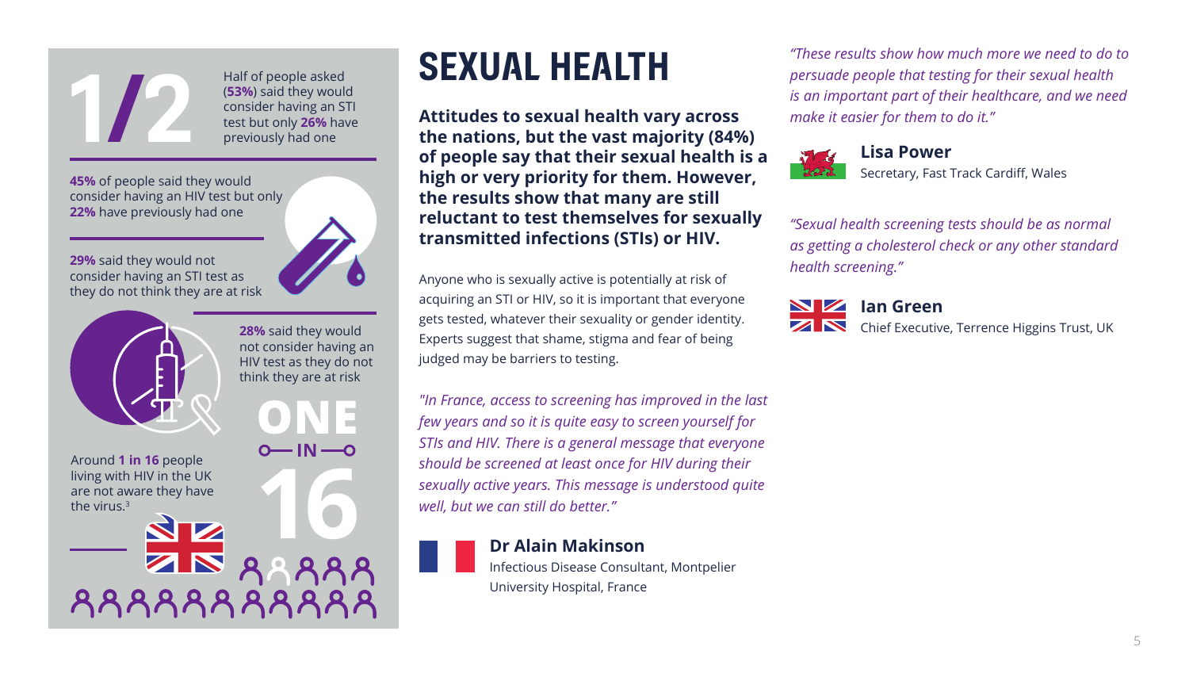# SEXUAL HEALTH

**Attitudes to sexual health vary across the nations, but the vast majority (84%) of people say that their sexual health is a high or very priority for them. However, the results show that many are still reluctant to test themselves for sexually transmitted infections (STIs) or HIV.**

Anyone who is sexually active is potentially at risk of acquiring an STI or HIV, so it is important that everyone gets tested, whatever their sexuality or gender identity. Experts suggest that shame, stigma and fear of being judged may be barriers to testing.

*"In France, access to screening has improved in the last few years and so it is quite easy to screen yourself for STIs and HIV. There is a general message that everyone should be screened at least once for HIV during their sexually active years. This message is understood quite well, but we can still do better."*

**Dr Alain Makinson**
Infectious Disease Consultant, Montpelier University Hospital, France

*"These results show how much more we need to do to persuade people that testing for their sexual health is an important part of their healthcare, and we need make it easier for them to do it."*

**Lisa Power**
Secretary, Fast Track Cardiff, Wales

*"Sexual health screening tests should be as normal as getting a cholesterol check or any other standard health screening."*

**Ian Green**
Chief Executive, Terrence Higgins Trust, UK

---

**1/2**

Half of people asked (**53%**) said they would consider having an STI test but only **26%** have previously had one

**45%** of people said they would consider having an HIV test but only **22%** have previously had one

**29%** said they would not consider having an STI test as they do not think they are at risk

**28%** said they would not consider having an HIV test as they do not think they are at risk

**ONE IN 16**

Around **1 in 16** people living with HIV in the UK are not aware they have the virus.[3]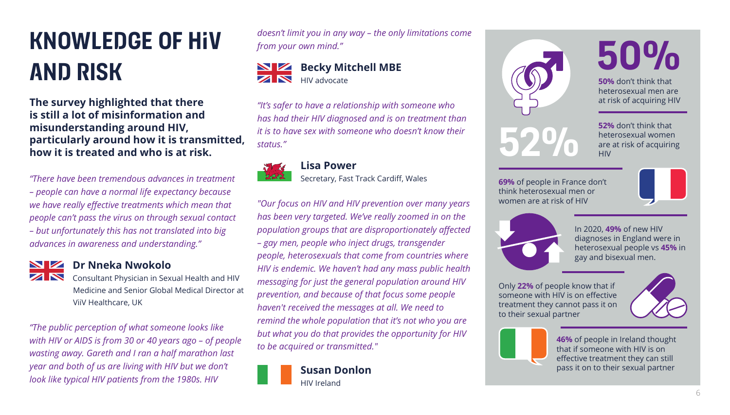# KNOWLEDGE OF HIV AND RISK

**The survey highlighted that there is still a lot of misinformation and misunderstanding around HIV, particularly around how it is transmitted, how it is treated and who is at risk.**

*"There have been tremendous advances in treatment – people can have a normal life expectancy because we have really effective treatments which mean that people can't pass the virus on through sexual contact – but unfortunately this has not translated into big advances in awareness and understanding."*

**Dr Nneka Nwokolo**
Consultant Physician in Sexual Health and HIV Medicine and Senior Global Medical Director at ViiV Healthcare, UK

*"The public perception of what someone looks like with HIV or AIDS is from 30 or 40 years ago – of people wasting away. Gareth and I ran a half marathon last year and both of us are living with HIV but we don't look like typical HIV patients from the 1980s. HIV doesn't limit you in any way – the only limitations come from your own mind."*

**Becky Mitchell MBE**
HIV advocate

*"It's safer to have a relationship with someone who has had their HIV diagnosed and is on treatment than it is to have sex with someone who doesn't know their status."*

**Lisa Power**
Secretary, Fast Track Cardiff, Wales

*"Our focus on HIV and HIV prevention over many years has been very targeted. We've really zoomed in on the population groups that are disproportionately affected – gay men, people who inject drugs, transgender people, heterosexuals that come from countries where HIV is endemic. We haven't had any mass public health messaging for just the general population around HIV prevention, and because of that focus some people haven't received the messages at all. We need to remind the whole population that it's not who you are but what you do that provides the opportunity for HIV to be acquired or transmitted."*

**Susan Donlon**
HIV Ireland

**50%**

**50%** don't think that heterosexual men are at risk of acquiring HIV

**52%**

**52%** don't think that heterosexual women are at risk of acquiring HIV

**69%** of people in France don't think heterosexual men or women are at risk of HIV

In 2020, **49%** of new HIV diagnoses in England were in heterosexual people vs **45%** in gay and bisexual men.

Only **22%** of people know that if someone with HIV is on effective treatment they cannot pass it on to their sexual partner

**46%** of people in Ireland thought that if someone with HIV is on effective treatment they can still pass it on to their sexual partner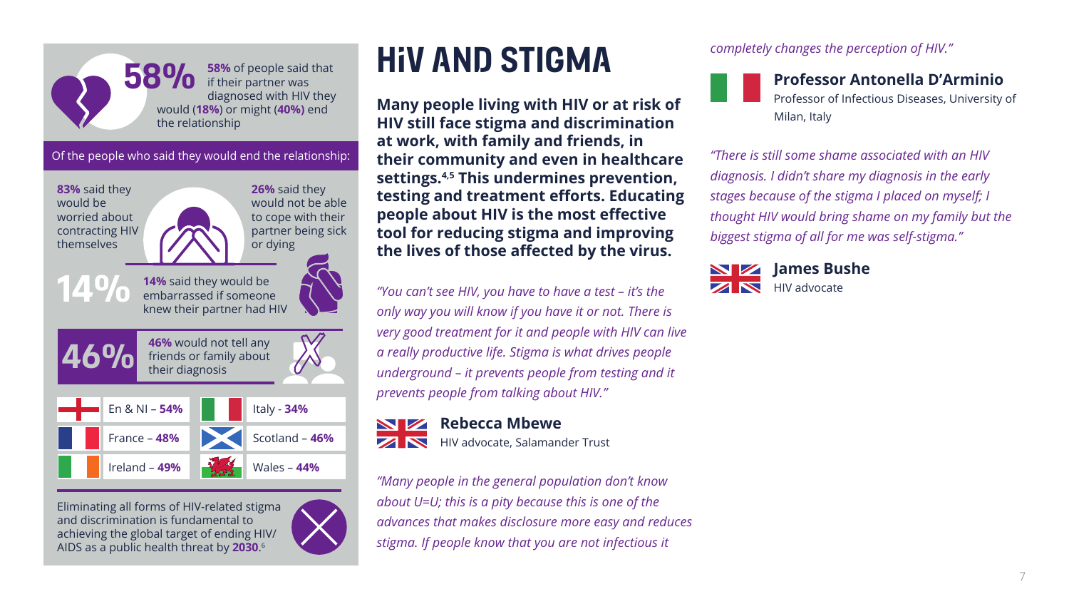**58%** of people said that if their partner was diagnosed with HIV they would (**18%**) or might (**40%**) end the relationship

Of the people who said they would end the relationship:

**83%** said they would be worried about contracting HIV themselves

**26%** said they would not be able to cope with their partner being sick or dying

**14%** said they would be embarrassed if someone knew their partner had HIV

**46%** would not tell any friends or family about their diagnosis

| | | | |
|---|---|---|---|
| En & NI – **54%** | Italy - **34%** | France – **48%** | Scotland – **46%** |
| Ireland – **49%** | Wales – **44%** | | |

Eliminating all forms of HIV-related stigma and discrimination is fundamental to achieving the global target of ending HIV/AIDS as a public health threat by **2030**.[6]

# HiV AND STIGMA

**Many people living with HIV or at risk of HIV still face stigma and discrimination at work, with family and friends, in their community and even in healthcare settings.[4,5] This undermines prevention, testing and treatment efforts. Educating people about HIV is the most effective tool for reducing stigma and improving the lives of those affected by the virus.**

*"You can't see HIV, you have to have a test – it's the only way you will know if you have it or not. There is very good treatment for it and people with HIV can live a really productive life. Stigma is what drives people underground – it prevents people from testing and it prevents people from talking about HIV."*

**Rebecca Mbewe**
HIV advocate, Salamander Trust

*"Many people in the general population don't know about U=U; this is a pity because this is one of the advances that makes disclosure more easy and reduces stigma. If people know that you are not infectious it completely changes the perception of HIV."*

**Professor Antonella D'Arminio**
Professor of Infectious Diseases, University of Milan, Italy

*"There is still some shame associated with an HIV diagnosis. I didn't share my diagnosis in the early stages because of the stigma I placed on myself; I thought HIV would bring shame on my family but the biggest stigma of all for me was self-stigma."*

**James Bushe**
HIV advocate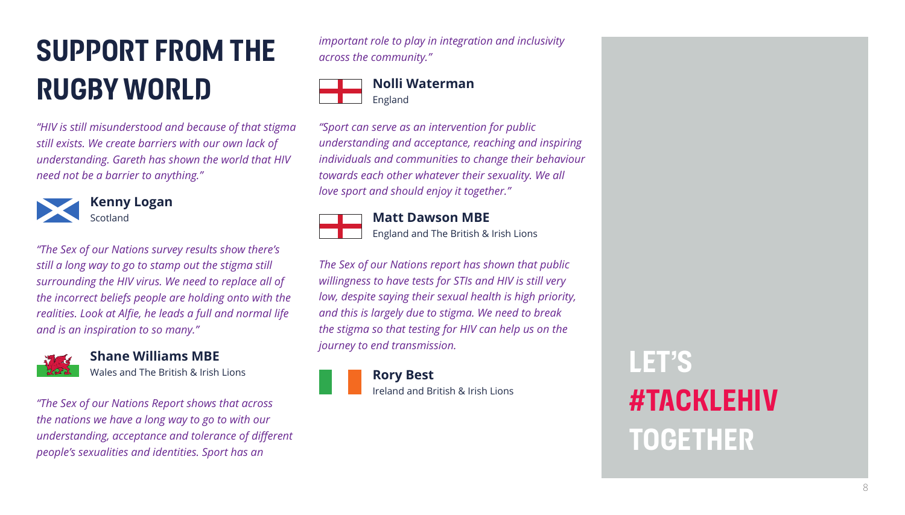# SUPPORT FROM THE RUGBY WORLD

*"HIV is still misunderstood and because of that stigma still exists. We create barriers with our own lack of understanding. Gareth has shown the world that HIV need not be a barrier to anything."*

**Kenny Logan**
Scotland

*"The Sex of our Nations survey results show there's still a long way to go to stamp out the stigma still surrounding the HIV virus. We need to replace all of the incorrect beliefs people are holding onto with the realities. Look at Alfie, he leads a full and normal life and is an inspiration to so many."*

**Shane Williams MBE**
Wales and The British & Irish Lions

*"The Sex of our Nations Report shows that across the nations we have a long way to go with our understanding, acceptance and tolerance of different people's sexualities and identities. Sport has an important role to play in integration and inclusivity across the community."*

**Nolli Waterman**
England

*"Sport can serve as an intervention for public understanding and acceptance, reaching and inspiring individuals and communities to change their behaviour towards each other whatever their sexuality. We all love sport and should enjoy it together."*

**Matt Dawson MBE**
England and The British & Irish Lions

*The Sex of our Nations report has shown that public willingness to have tests for STIs and HIV is still very low, despite saying their sexual health is high priority, and this is largely due to stigma. We need to break the stigma so that testing for HIV can help us on the journey to end transmission.*

**Rory Best**
Ireland and British & Irish Lions

## LET'S #TACKLEHIV TOGETHER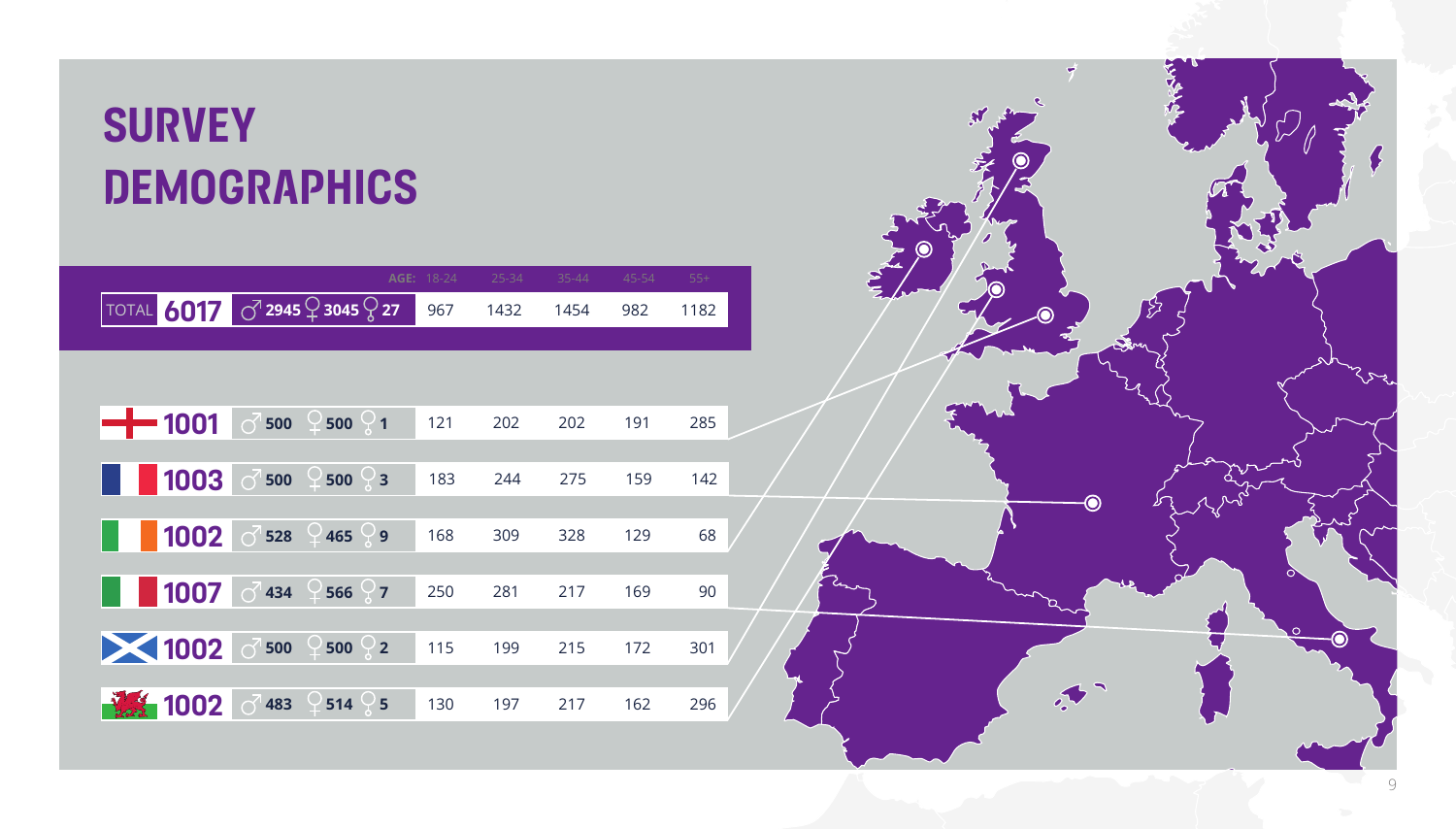# SURVEY DEMOGRAPHICS

| | Total | ♂ | ♀ | ⚥ | AGE: 18-24 | 25-34 | 35-44 | 45-54 | 55+ |
|---|---|---|---|---|---|---|---|---|---|
| TOTAL | 6017 | 2945 | 3045 | 27 | 967 | 1432 | 1454 | 982 | 1182 |
| England | 1001 | 500 | 500 | 1 | 121 | 202 | 202 | 191 | 285 |
| France | 1003 | 500 | 500 | 3 | 183 | 244 | 275 | 159 | 142 |
| Ireland | 1002 | 528 | 465 | 9 | 168 | 309 | 328 | 129 | 68 |
| Italy | 1007 | 434 | 566 | 7 | 250 | 281 | 217 | 169 | 90 |
| Scotland | 1002 | 500 | 500 | 2 | 115 | 199 | 215 | 172 | 301 |
| Wales | 1002 | 483 | 514 | 5 | 130 | 197 | 217 | 162 | 296 |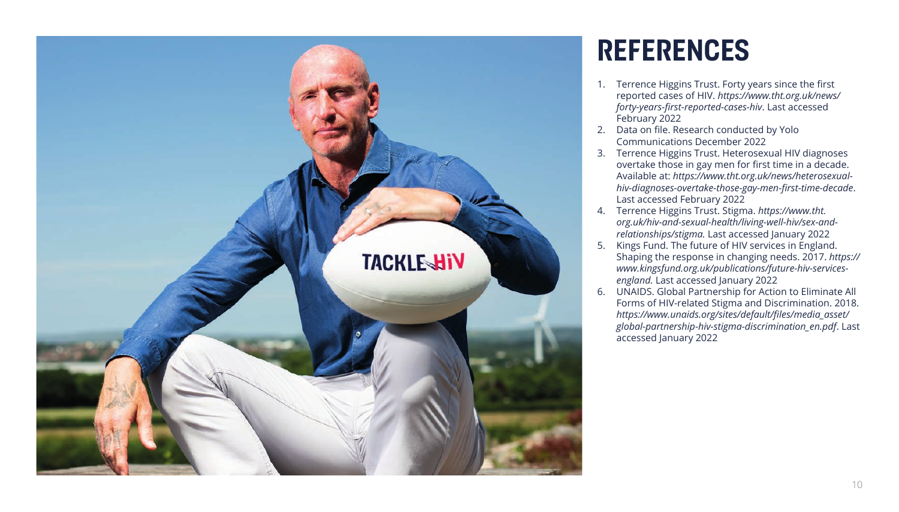# REFERENCES

1. Terrence Higgins Trust. Forty years since the first reported cases of HIV. *https://www.tht.org.uk/news/forty-years-first-reported-cases-hiv*. Last accessed February 2022
2. Data on file. Research conducted by Yolo Communications December 2022
3. Terrence Higgins Trust. Heterosexual HIV diagnoses overtake those in gay men for first time in a decade. Available at: *https://www.tht.org.uk/news/heterosexual-hiv-diagnoses-overtake-those-gay-men-first-time-decade*. Last accessed February 2022
4. Terrence Higgins Trust. Stigma. *https://www.tht.org.uk/hiv-and-sexual-health/living-well-hiv/sex-and-relationships/stigma.* Last accessed January 2022
5. Kings Fund. The future of HIV services in England. Shaping the response in changing needs. 2017. *https://www.kingsfund.org.uk/publications/future-hiv-services-england.* Last accessed January 2022
6. UNAIDS. Global Partnership for Action to Eliminate All Forms of HIV-related Stigma and Discrimination. 2018. *https://www.unaids.org/sites/default/files/media_asset/global-partnership-hiv-stigma-discrimination_en.pdf*. Last accessed January 2022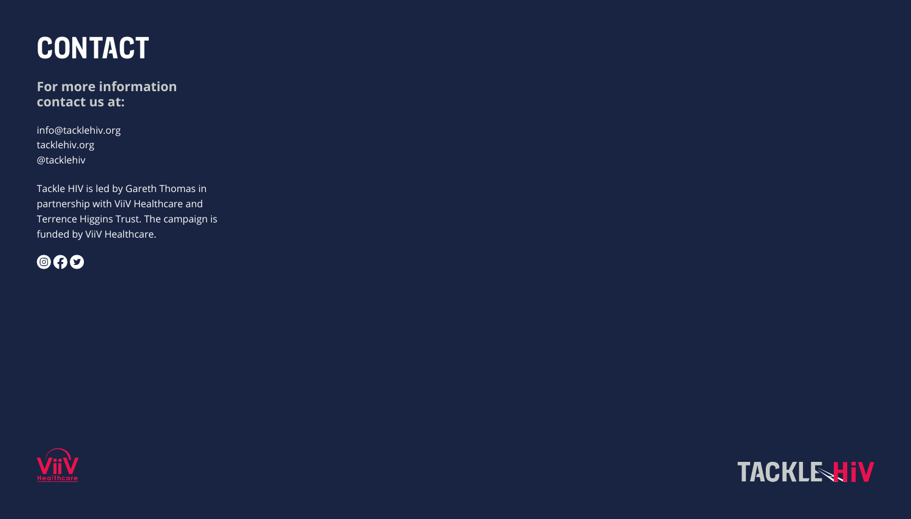# CONTACT

**For more information contact us at:**

info@tacklehiv.org
tacklehiv.org
@tacklehiv

Tackle HIV is led by Gareth Thomas in partnership with ViiV Healthcare and Terrence Higgins Trust. The campaign is funded by ViiV Healthcare.